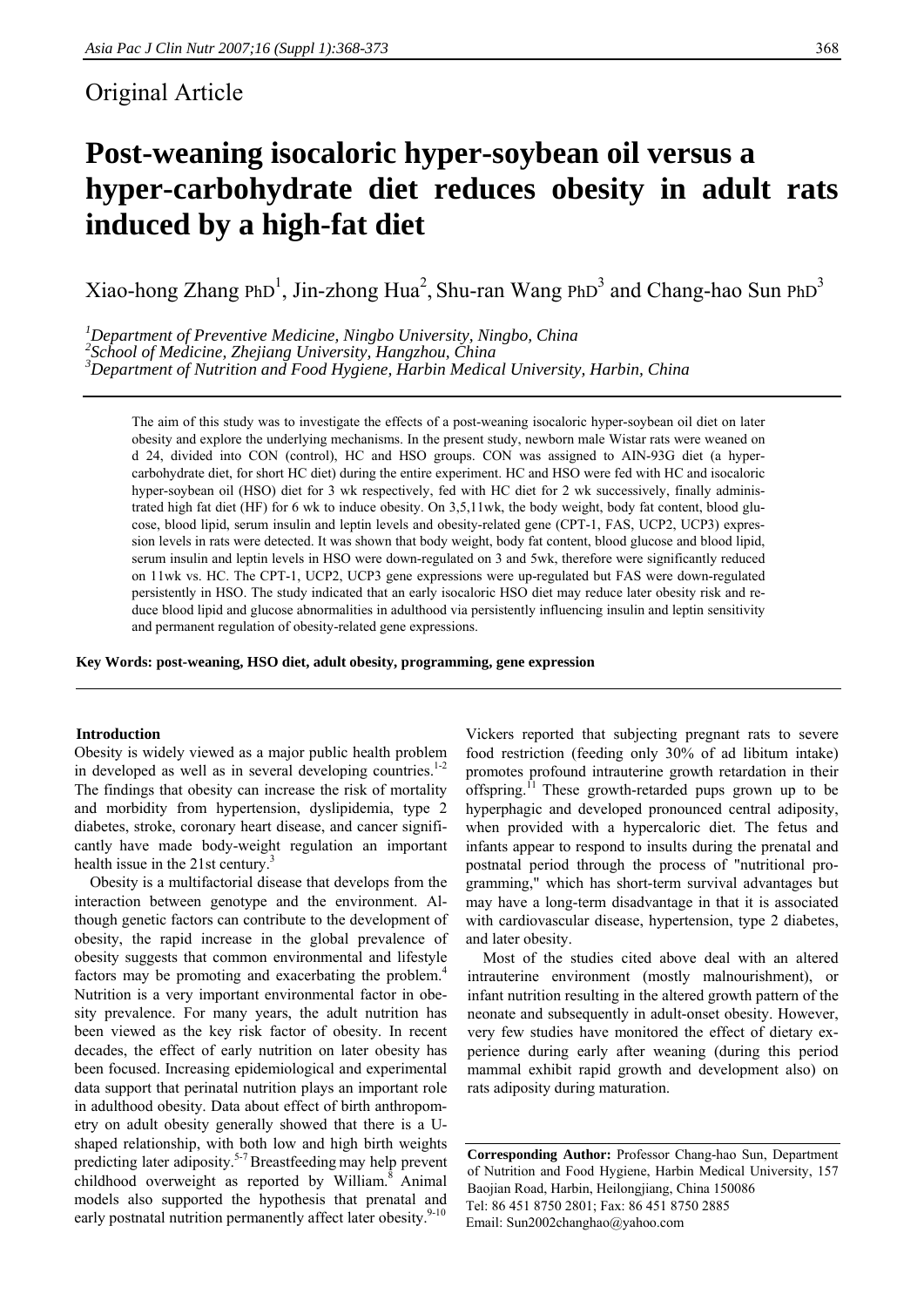Original Article

# Post-weaning isocaloric hyper-soybean oil versus a hyper-carbohydrate diet reduces obesity in adult rats induced by a high-fat diet

Xiao-hong Zhang PhD[1], Jin-zhong Hua[2], Shu-ran Wang PhD[3] and Chang-hao Sun PhD[3]

[1]*Department of Preventive Medicine, Ningbo University, Ningbo, China*
[2]*School of Medicine, Zhejiang University, Hangzhou, China*
[3]*Department of Nutrition and Food Hygiene, Harbin Medical University, Harbin, China*

The aim of this study was to investigate the effects of a post-weaning isocaloric hyper-soybean oil diet on later obesity and explore the underlying mechanisms. In the present study, newborn male Wistar rats were weaned on d 24, divided into CON (control), HC and HSO groups. CON was assigned to AIN-93G diet (a hyper-carbohydrate diet, for short HC diet) during the entire experiment. HC and HSO were fed with HC and isocaloric hyper-soybean oil (HSO) diet for 3 wk respectively, fed with HC diet for 2 wk successively, finally administrated high fat diet (HF) for 6 wk to induce obesity. On 3,5,11wk, the body weight, body fat content, blood glucose, blood lipid, serum insulin and leptin levels and obesity-related gene (CPT-1, FAS, UCP2, UCP3) expression levels in rats were detected. It was shown that body weight, body fat content, blood glucose and blood lipid, serum insulin and leptin levels in HSO were down-regulated on 3 and 5wk, therefore were significantly reduced on 11wk vs. HC. The CPT-1, UCP2, UCP3 gene expressions were up-regulated but FAS were down-regulated persistently in HSO. The study indicated that an early isocaloric HSO diet may reduce later obesity risk and reduce blood lipid and glucose abnormalities in adulthood via persistently influencing insulin and leptin sensitivity and permanent regulation of obesity-related gene expressions.

**Key Words: post-weaning, HSO diet, adult obesity, programming, gene expression**

## Introduction

Obesity is widely viewed as a major public health problem in developed as well as in several developing countries.[1-2] The findings that obesity can increase the risk of mortality and morbidity from hypertension, dyslipidemia, type 2 diabetes, stroke, coronary heart disease, and cancer significantly have made body-weight regulation an important health issue in the 21st century.[3]

Obesity is a multifactorial disease that develops from the interaction between genotype and the environment. Although genetic factors can contribute to the development of obesity, the rapid increase in the global prevalence of obesity suggests that common environmental and lifestyle factors may be promoting and exacerbating the problem.[4] Nutrition is a very important environmental factor in obesity prevalence. For many years, the adult nutrition has been viewed as the key risk factor of obesity. In recent decades, the effect of early nutrition on later obesity has been focused. Increasing epidemiological and experimental data support that perinatal nutrition plays an important role in adulthood obesity. Data about effect of birth anthropometry on adult obesity generally showed that there is a U-shaped relationship, with both low and high birth weights predicting later adiposity.[5-7] Breastfeeding may help prevent childhood overweight as reported by William.[8] Animal models also supported the hypothesis that prenatal and early postnatal nutrition permanently affect later obesity.[9-10] Vickers reported that subjecting pregnant rats to severe food restriction (feeding only 30% of ad libitum intake) promotes profound intrauterine growth retardation in their offspring.[11] These growth-retarded pups grown up to be hyperphagic and developed pronounced central adiposity, when provided with a hypercaloric diet. The fetus and infants appear to respond to insults during the prenatal and postnatal period through the process of "nutritional programming," which has short-term survival advantages but may have a long-term disadvantage in that it is associated with cardiovascular disease, hypertension, type 2 diabetes, and later obesity.

Most of the studies cited above deal with an altered intrauterine environment (mostly malnourishment), or infant nutrition resulting in the altered growth pattern of the neonate and subsequently in adult-onset obesity. However, very few studies have monitored the effect of dietary experience during early after weaning (during this period mammal exhibit rapid growth and development also) on rats adiposity during maturation.

**Corresponding Author:** Professor Chang-hao Sun, Department of Nutrition and Food Hygiene, Harbin Medical University, 157 Baojian Road, Harbin, Heilongjiang, China 150086
Tel: 86 451 8750 2801; Fax: 86 451 8750 2885
Email: Sun2002changhao@yahoo.com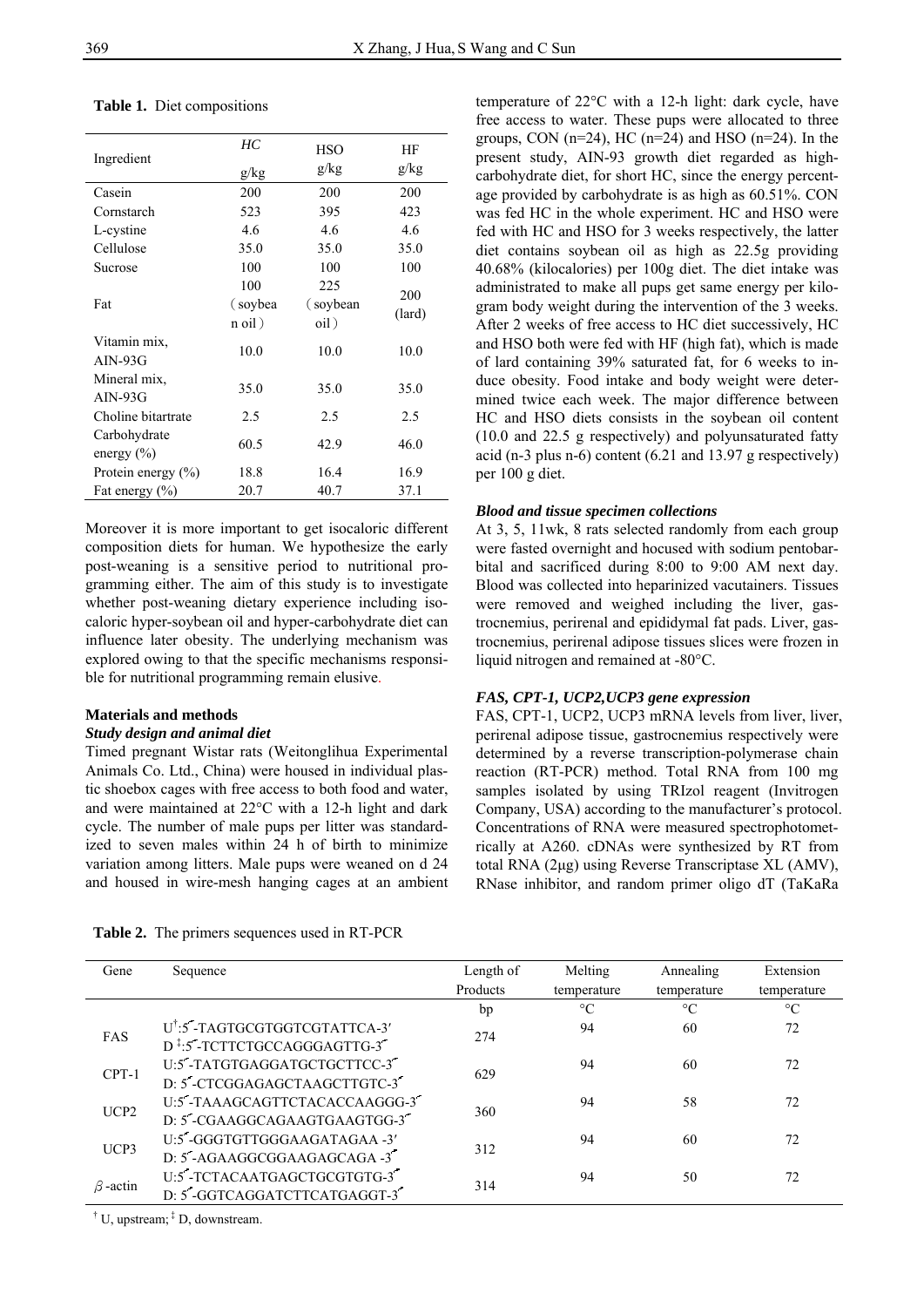**Table 1.** Diet compositions

| Ingredient | *HC* g/kg | HSO g/kg | HF g/kg |
|---|---|---|---|
| Casein | 200 | 200 | 200 |
| Cornstarch | 523 | 395 | 423 |
| L-cystine | 4.6 | 4.6 | 4.6 |
| Cellulose | 35.0 | 35.0 | 35.0 |
| Sucrose | 100 | 100 | 100 |
| Fat | 100 (soybean oil) | 225 (soybean oil) | 200 (lard) |
| Vitamin mix, AIN-93G | 10.0 | 10.0 | 10.0 |
| Mineral mix, AIN-93G | 35.0 | 35.0 | 35.0 |
| Choline bitartrate | 2.5 | 2.5 | 2.5 |
| Carbohydrate energy (%) | 60.5 | 42.9 | 46.0 |
| Protein energy (%) | 18.8 | 16.4 | 16.9 |
| Fat energy (%) | 20.7 | 40.7 | 37.1 |

Moreover it is more important to get isocaloric different composition diets for human. We hypothesize the early post-weaning is a sensitive period to nutritional programming either. The aim of this study is to investigate whether post-weaning dietary experience including isocaloric hyper-soybean oil and hyper-carbohydrate diet can influence later obesity. The underlying mechanism was explored owing to that the specific mechanisms responsible for nutritional programming remain elusive.

## Materials and methods

### *Study design and animal diet*

Timed pregnant Wistar rats (Weitonglihua Experimental Animals Co. Ltd., China) were housed in individual plastic shoebox cages with free access to both food and water, and were maintained at 22°C with a 12-h light and dark cycle. The number of male pups per litter was standardized to seven males within 24 h of birth to minimize variation among litters. Male pups were weaned on d 24 and housed in wire-mesh hanging cages at an ambient temperature of 22°C with a 12-h light: dark cycle, have free access to water. These pups were allocated to three groups, CON (n=24), HC (n=24) and HSO (n=24). In the present study, AIN-93 growth diet regarded as high-carbohydrate diet, for short HC, since the energy percentage provided by carbohydrate is as high as 60.51%. CON was fed HC in the whole experiment. HC and HSO were fed with HC and HSO for 3 weeks respectively, the latter diet contains soybean oil as high as 22.5g providing 40.68% (kilocalories) per 100g diet. The diet intake was administrated to make all pups get same energy per kilogram body weight during the intervention of the 3 weeks. After 2 weeks of free access to HC diet successively, HC and HSO both were fed with HF (high fat), which is made of lard containing 39% saturated fat, for 6 weeks to induce obesity. Food intake and body weight were determined twice each week. The major difference between HC and HSO diets consists in the soybean oil content (10.0 and 22.5 g respectively) and polyunsaturated fatty acid (n-3 plus n-6) content (6.21 and 13.97 g respectively) per 100 g diet.

### *Blood and tissue specimen collections*

At 3, 5, 11wk, 8 rats selected randomly from each group were fasted overnight and hocused with sodium pentobarbital and sacrificed during 8:00 to 9:00 AM next day. Blood was collected into heparinized vacutainers. Tissues were removed and weighed including the liver, gastrocnemius, perirenal and epididymal fat pads. Liver, gastrocnemius, perirenal adipose tissues slices were frozen in liquid nitrogen and remained at -80°C.

### *FAS, CPT-1, UCP2,UCP3 gene expression*

FAS, CPT-1, UCP2, UCP3 mRNA levels from liver, liver, perirenal adipose tissue, gastrocnemius respectively were determined by a reverse transcription-polymerase chain reaction (RT-PCR) method. Total RNA from 100 mg samples isolated by using TRIzol reagent (Invitrogen Company, USA) according to the manufacturer's protocol. Concentrations of RNA were measured spectrophotometrically at A260. cDNAs were synthesized by RT from total RNA (2μg) using Reverse Transcriptase XL (AMV), RNase inhibitor, and random primer oligo dT (TaKaRa

**Table 2.** The primers sequences used in RT-PCR

| Gene | Sequence | Length of Products | Melting temperature | Annealing temperature | Extension temperature |
|---|---|---|---|---|---|
| | | bp | °C | °C | °C |
| FAS | U[†]:5′-TAGTGCGTGGTCGTATTCA-3′<br>D[‡]:5′-TCTTCTGCCAGGGAGTTG-3′ | 274 | 94 | 60 | 72 |
| CPT-1 | U:5′-TATGTGAGGATGCTGCTTCC-3′<br>D: 5′-CTCGGAGAGCTAAGCTTGTC-3′ | 629 | 94 | 60 | 72 |
| UCP2 | U:5′-TAAAGCAGTTCTACACCAAGGG-3′<br>D: 5′-CGAAGGCAGAAGTGAAGTGG-3′ | 360 | 94 | 58 | 72 |
| UCP3 | U:5′-GGGTGTTGGGAAGATAGAA -3′<br>D: 5′-AGAAGGCGGAAGAGCAGA -3′ | 312 | 94 | 60 | 72 |
| $\beta$-actin | U:5′-TCTACAATGAGCTGCGTGTG-3′<br>D: 5′-GGTCAGGATCTTCATGAGGT-3′ | 314 | 94 | 50 | 72 |

[†] U, upstream; [‡] D, downstream.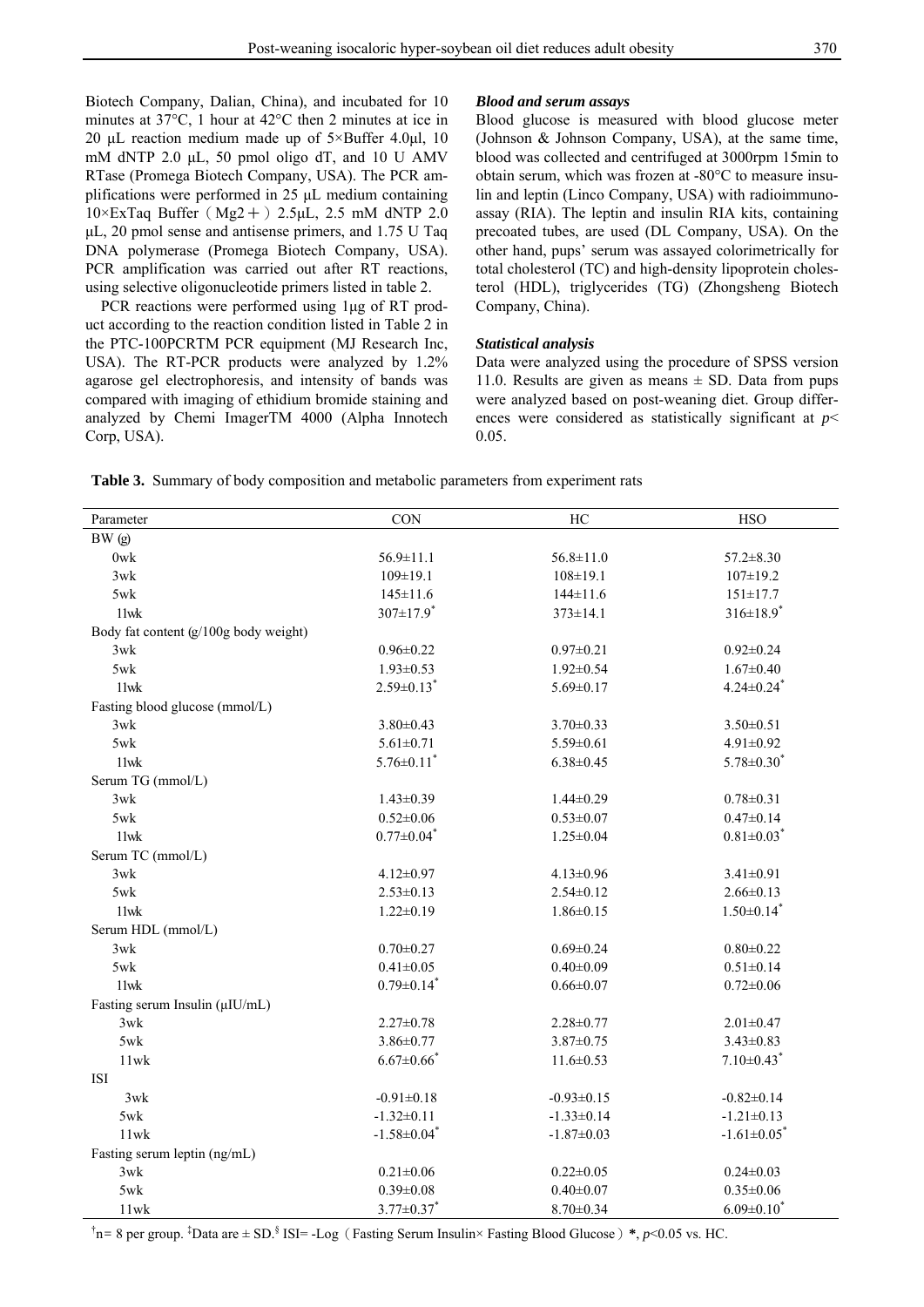Biotech Company, Dalian, China), and incubated for 10 minutes at 37°C, 1 hour at 42°C then 2 minutes at ice in 20 μL reaction medium made up of 5×Buffer 4.0μl, 10 mM dNTP 2.0 μL, 50 pmol oligo dT, and 10 U AMV RTase (Promega Biotech Company, USA). The PCR amplifications were performed in 25 μL medium containing 10×ExTaq Buffer（Mg2＋）2.5μL, 2.5 mM dNTP 2.0 μL, 20 pmol sense and antisense primers, and 1.75 U Taq DNA polymerase (Promega Biotech Company, USA). PCR amplification was carried out after RT reactions, using selective oligonucleotide primers listed in table 2.

PCR reactions were performed using 1μg of RT product according to the reaction condition listed in Table 2 in the PTC-100PCRTM PCR equipment (MJ Research Inc, USA). The RT-PCR products were analyzed by 1.2% agarose gel electrophoresis, and intensity of bands was compared with imaging of ethidium bromide staining and analyzed by Chemi ImagerTM 4000 (Alpha Innotech Corp, USA).

### *Blood and serum assays*

Blood glucose is measured with blood glucose meter (Johnson & Johnson Company, USA), at the same time, blood was collected and centrifuged at 3000rpm 15min to obtain serum, which was frozen at -80°C to measure insulin and leptin (Linco Company, USA) with radioimmunoassay (RIA). The leptin and insulin RIA kits, containing precoated tubes, are used (DL Company, USA). On the other hand, pups' serum was assayed colorimetrically for total cholesterol (TC) and high-density lipoprotein cholesterol (HDL), triglycerides (TG) (Zhongsheng Biotech Company, China).

### *Statistical analysis*

Data were analyzed using the procedure of SPSS version 11.0. Results are given as means ± SD. Data from pups were analyzed based on post-weaning diet. Group differences were considered as statistically significant at $p<0.05$.

**Table 3.** Summary of body composition and metabolic parameters from experiment rats

| Parameter | CON | HC | HSO |
|---|---|---|---|
| BW (g) | | | |
| 0wk | 56.9±11.1 | 56.8±11.0 | 57.2±8.30 |
| 3wk | 109±19.1 | 108±19.1 | 107±19.2 |
| 5wk | 145±11.6 | 144±11.6 | 151±17.7 |
| 11wk | 307±17.9* | 373±14.1 | 316±18.9* |
| Body fat content (g/100g body weight) | | | |
| 3wk | 0.96±0.22 | 0.97±0.21 | 0.92±0.24 |
| 5wk | 1.93±0.53 | 1.92±0.54 | 1.67±0.40 |
| 11wk | 2.59±0.13* | 5.69±0.17 | 4.24±0.24* |
| Fasting blood glucose (mmol/L) | | | |
| 3wk | 3.80±0.43 | 3.70±0.33 | 3.50±0.51 |
| 5wk | 5.61±0.71 | 5.59±0.61 | 4.91±0.92 |
| 11wk | 5.76±0.11* | 6.38±0.45 | 5.78±0.30* |
| Serum TG (mmol/L) | | | |
| 3wk | 1.43±0.39 | 1.44±0.29 | 0.78±0.31 |
| 5wk | 0.52±0.06 | 0.53±0.07 | 0.47±0.14 |
| 11wk | 0.77±0.04* | 1.25±0.04 | 0.81±0.03* |
| Serum TC (mmol/L) | | | |
| 3wk | 4.12±0.97 | 4.13±0.96 | 3.41±0.91 |
| 5wk | 2.53±0.13 | 2.54±0.12 | 2.66±0.13 |
| 11wk | 1.22±0.19 | 1.86±0.15 | 1.50±0.14* |
| Serum HDL (mmol/L) | | | |
| 3wk | 0.70±0.27 | 0.69±0.24 | 0.80±0.22 |
| 5wk | 0.41±0.05 | 0.40±0.09 | 0.51±0.14 |
| 11wk | 0.79±0.14* | 0.66±0.07 | 0.72±0.06 |
| Fasting serum Insulin (μIU/mL) | | | |
| 3wk | 2.27±0.78 | 2.28±0.77 | 2.01±0.47 |
| 5wk | 3.86±0.77 | 3.87±0.75 | 3.43±0.83 |
| 11wk | 6.67±0.66* | 11.6±0.53 | 7.10±0.43* |
| ISI | | | |
| 3wk | -0.91±0.18 | -0.93±0.15 | -0.82±0.14 |
| 5wk | -1.32±0.11 | -1.33±0.14 | -1.21±0.13 |
| 11wk | -1.58±0.04* | -1.87±0.03 | -1.61±0.05* |
| Fasting serum leptin (ng/mL) | | | |
| 3wk | 0.21±0.06 | 0.22±0.05 | 0.24±0.03 |
| 5wk | 0.39±0.08 | 0.40±0.07 | 0.35±0.06 |
| 11wk | 3.77±0.37* | 8.70±0.34 | 6.09±0.10* |

[†]n= 8 per group. [‡]Data are ± SD.[§] ISI= -Log（Fasting Serum Insulin× Fasting Blood Glucose）**\***, $p<0.05$ vs. HC.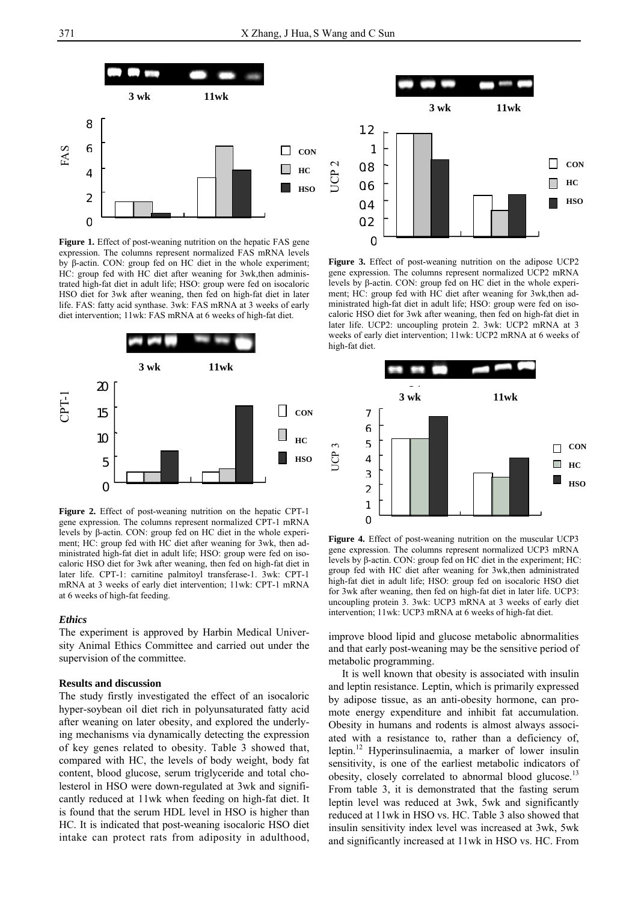**Figure 1.** Effect of post-weaning nutrition on the hepatic FAS gene expression. The columns represent normalized FAS mRNA levels by β-actin. CON: group fed on HC diet in the whole experiment; HC: group fed with HC diet after weaning for 3wk,then administrated high-fat diet in adult life; HSO: group were fed on isocaloric HSO diet for 3wk after weaning, then fed on high-fat diet in later life. FAS: fatty acid synthase. 3wk: FAS mRNA at 3 weeks of early diet intervention; 11wk: FAS mRNA at 6 weeks of high-fat diet.

**Figure 2.** Effect of post-weaning nutrition on the hepatic CPT-1 gene expression. The columns represent normalized CPT-1 mRNA levels by β-actin. CON: group fed on HC diet in the whole experiment; HC: group fed with HC diet after weaning for 3wk, then administrated high-fat diet in adult life; HSO: group were fed on isocaloric HSO diet for 3wk after weaning, then fed on high-fat diet in later life. CPT-1: carnitine palmitoyl transferase-1. 3wk: CPT-1 mRNA at 3 weeks of early diet intervention; 11wk: CPT-1 mRNA at 6 weeks of high-fat feeding.

**Figure 3.** Effect of post-weaning nutrition on the adipose UCP2 gene expression. The columns represent normalized UCP2 mRNA levels by β-actin. CON: group fed on HC diet in the whole experiment; HC: group fed with HC diet after weaning for 3wk,then administrated high-fat diet in adult life; HSO: group were fed on isocaloric HSO diet for 3wk after weaning, then fed on high-fat diet in later life. UCP2: uncoupling protein 2. 3wk: UCP2 mRNA at 3 weeks of early diet intervention; 11wk: UCP2 mRNA at 6 weeks of high-fat diet.

**Figure 4.** Effect of post-weaning nutrition on the muscular UCP3 gene expression. The columns represent normalized UCP3 mRNA levels by β-actin. CON: group fed on HC diet in the experiment; HC: group fed with HC diet after weaning for 3wk,then administrated high-fat diet in adult life; HSO: group fed on isocaloric HSO diet for 3wk after weaning, then fed on high-fat diet in later life. UCP3: uncoupling protein 3. 3wk: UCP3 mRNA at 3 weeks of early diet intervention; 11wk: UCP3 mRNA at 6 weeks of high-fat diet.

### *Ethics*

The experiment is approved by Harbin Medical University Animal Ethics Committee and carried out under the supervision of the committee.

### Results and discussion

The study firstly investigated the effect of an isocaloric hyper-soybean oil diet rich in polyunsaturated fatty acid after weaning on later obesity, and explored the underlying mechanisms via dynamically detecting the expression of key genes related to obesity. Table 3 showed that, compared with HC, the levels of body weight, body fat content, blood glucose, serum triglyceride and total cholesterol in HSO were down-regulated at 3wk and significantly reduced at 11wk when feeding on high-fat diet. It is found that the serum HDL level in HSO is higher than HC. It is indicated that post-weaning isocaloric HSO diet intake can protect rats from adiposity in adulthood, improve blood lipid and glucose metabolic abnormalities and that early post-weaning may be the sensitive period of metabolic programming.

It is well known that obesity is associated with insulin and leptin resistance. Leptin, which is primarily expressed by adipose tissue, as an anti-obesity hormone, can promote energy expenditure and inhibit fat accumulation. Obesity in humans and rodents is almost always associated with a resistance to, rather than a deficiency of, leptin.[12] Hyperinsulinaemia, a marker of lower insulin sensitivity, is one of the earliest metabolic indicators of obesity, closely correlated to abnormal blood glucose.[13] From table 3, it is demonstrated that the fasting serum leptin level was reduced at 3wk, 5wk and significantly reduced at 11wk in HSO vs. HC. Table 3 also showed that insulin sensitivity index level was increased at 3wk, 5wk and significantly increased at 11wk in HSO vs. HC. From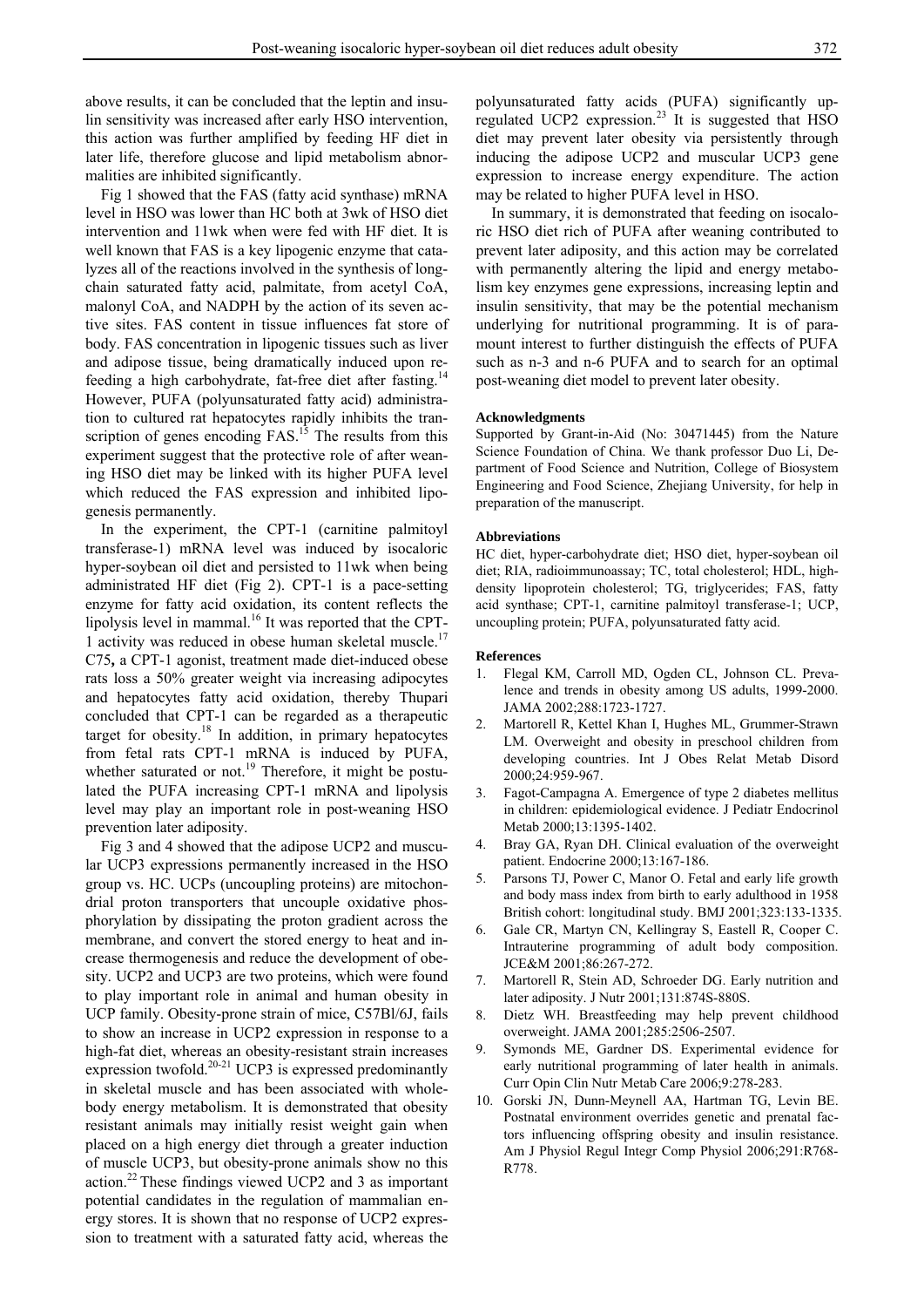above results, it can be concluded that the leptin and insulin sensitivity was increased after early HSO intervention, this action was further amplified by feeding HF diet in later life, therefore glucose and lipid metabolism abnormalities are inhibited significantly.

Fig 1 showed that the FAS (fatty acid synthase) mRNA level in HSO was lower than HC both at 3wk of HSO diet intervention and 11wk when were fed with HF diet. It is well known that FAS is a key lipogenic enzyme that catalyzes all of the reactions involved in the synthesis of long-chain saturated fatty acid, palmitate, from acetyl CoA, malonyl CoA, and NADPH by the action of its seven active sites. FAS content in tissue influences fat store of body. FAS concentration in lipogenic tissues such as liver and adipose tissue, being dramatically induced upon re-feeding a high carbohydrate, fat-free diet after fasting.[14] However, PUFA (polyunsaturated fatty acid) administration to cultured rat hepatocytes rapidly inhibits the transcription of genes encoding FAS.[15] The results from this experiment suggest that the protective role of after weaning HSO diet may be linked with its higher PUFA level which reduced the FAS expression and inhibited lipogenesis permanently.

In the experiment, the CPT-1 (carnitine palmitoyl transferase-1) mRNA level was induced by isocaloric hyper-soybean oil diet and persisted to 11wk when being administrated HF diet (Fig 2). CPT-1 is a pace-setting enzyme for fatty acid oxidation, its content reflects the lipolysis level in mammal.[16] It was reported that the CPT-1 activity was reduced in obese human skeletal muscle.[17] C75**,** a CPT-1 agonist, treatment made diet-induced obese rats loss a 50% greater weight via increasing adipocytes and hepatocytes fatty acid oxidation, thereby Thupari concluded that CPT-1 can be regarded as a therapeutic target for obesity.[18] In addition, in primary hepatocytes from fetal rats CPT-1 mRNA is induced by PUFA, whether saturated or not.[19] Therefore, it might be postulated the PUFA increasing CPT-1 mRNA and lipolysis level may play an important role in post-weaning HSO prevention later adiposity.

Fig 3 and 4 showed that the adipose UCP2 and muscular UCP3 expressions permanently increased in the HSO group vs. HC. UCPs (uncoupling proteins) are mitochondrial proton transporters that uncouple oxidative phosphorylation by dissipating the proton gradient across the membrane, and convert the stored energy to heat and increase thermogenesis and reduce the development of obesity. UCP2 and UCP3 are two proteins, which were found to play important role in animal and human obesity in UCP family. Obesity-prone strain of mice, C57Bl/6J, fails to show an increase in UCP2 expression in response to a high-fat diet, whereas an obesity-resistant strain increases expression twofold.[20-21] UCP3 is expressed predominantly in skeletal muscle and has been associated with whole-body energy metabolism. It is demonstrated that obesity resistant animals may initially resist weight gain when placed on a high energy diet through a greater induction of muscle UCP3, but obesity-prone animals show no this action.[22] These findings viewed UCP2 and 3 as important potential candidates in the regulation of mammalian energy stores. It is shown that no response of UCP2 expression to treatment with a saturated fatty acid, whereas the polyunsaturated fatty acids (PUFA) significantly up-regulated UCP2 expression.[23] It is suggested that HSO diet may prevent later obesity via persistently through inducing the adipose UCP2 and muscular UCP3 gene expression to increase energy expenditure. The action may be related to higher PUFA level in HSO.

In summary, it is demonstrated that feeding on isocaloric HSO diet rich of PUFA after weaning contributed to prevent later adiposity, and this action may be correlated with permanently altering the lipid and energy metabolism key enzymes gene expressions, increasing leptin and insulin sensitivity, that may be the potential mechanism underlying for nutritional programming. It is of paramount interest to further distinguish the effects of PUFA such as n-3 and n-6 PUFA and to search for an optimal post-weaning diet model to prevent later obesity.

#### Acknowledgments

Supported by Grant-in-Aid (No: 30471445) from the Nature Science Foundation of China. We thank professor Duo Li, Department of Food Science and Nutrition, College of Biosystem Engineering and Food Science, Zhejiang University, for help in preparation of the manuscript.

#### Abbreviations

HC diet, hyper-carbohydrate diet; HSO diet, hyper-soybean oil diet; RIA, radioimmunoassay; TC, total cholesterol; HDL, high-density lipoprotein cholesterol; TG, triglycerides; FAS, fatty acid synthase; CPT-1, carnitine palmitoyl transferase-1; UCP, uncoupling protein; PUFA, polyunsaturated fatty acid.

#### References

1. Flegal KM, Carroll MD, Ogden CL, Johnson CL. Prevalence and trends in obesity among US adults, 1999-2000. JAMA 2002;288:1723-1727.
2. Martorell R, Kettel Khan I, Hughes ML, Grummer-Strawn LM. Overweight and obesity in preschool children from developing countries. Int J Obes Relat Metab Disord 2000;24:959-967.
3. Fagot-Campagna A. Emergence of type 2 diabetes mellitus in children: epidemiological evidence. J Pediatr Endocrinol Metab 2000;13:1395-1402.
4. Bray GA, Ryan DH. Clinical evaluation of the overweight patient. Endocrine 2000;13:167-186.
5. Parsons TJ, Power C, Manor O. Fetal and early life growth and body mass index from birth to early adulthood in 1958 British cohort: longitudinal study. BMJ 2001;323:133-1335.
6. Gale CR, Martyn CN, Kellingray S, Eastell R, Cooper C. Intrauterine programming of adult body composition. JCE&M 2001;86:267-272.
7. Martorell R, Stein AD, Schroeder DG. Early nutrition and later adiposity. J Nutr 2001;131:874S-880S.
8. Dietz WH. Breastfeeding may help prevent childhood overweight. JAMA 2001;285:2506-2507.
9. Symonds ME, Gardner DS. Experimental evidence for early nutritional programming of later health in animals. Curr Opin Clin Nutr Metab Care 2006;9:278-283.
10. Gorski JN, Dunn-Meynell AA, Hartman TG, Levin BE. Postnatal environment overrides genetic and prenatal factors influencing offspring obesity and insulin resistance. Am J Physiol Regul Integr Comp Physiol 2006;291:R768-R778.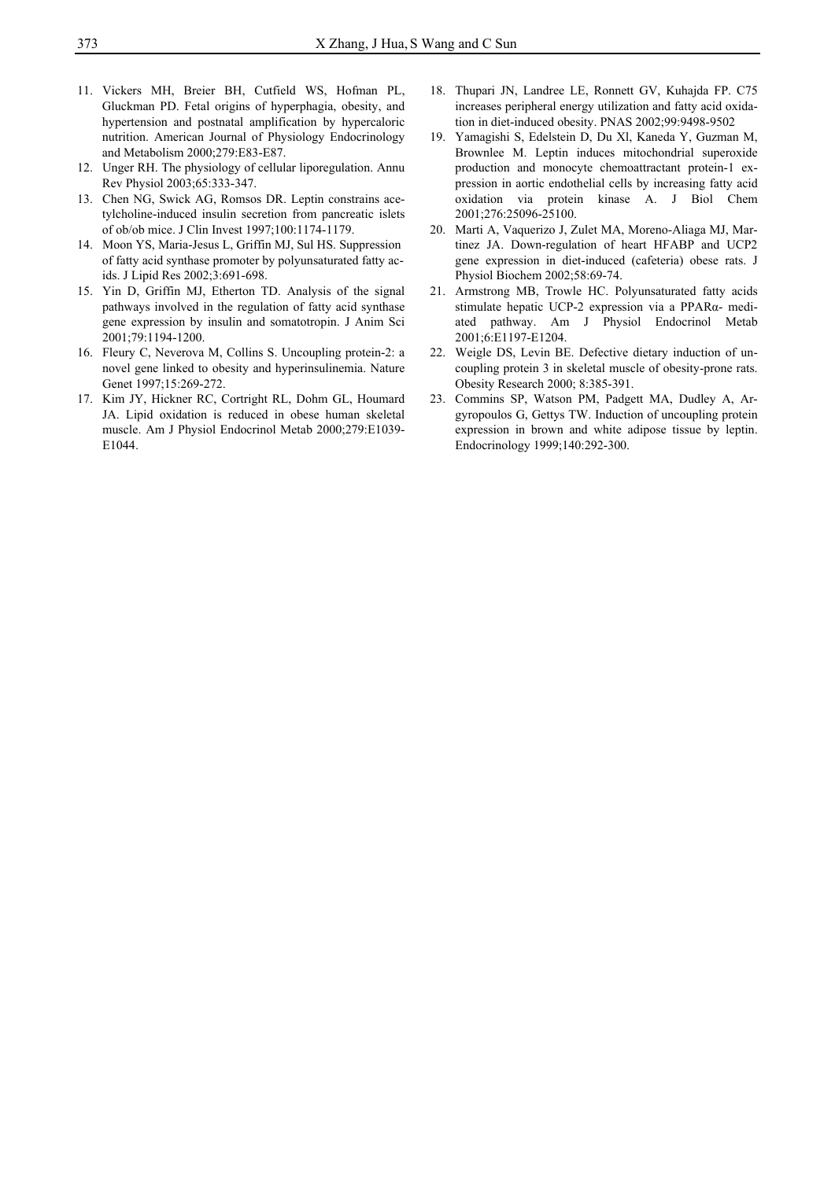11. Vickers MH, Breier BH, Cutfield WS, Hofman PL, Gluckman PD. Fetal origins of hyperphagia, obesity, and hypertension and postnatal amplification by hypercaloric nutrition. American Journal of Physiology Endocrinology and Metabolism 2000;279:E83-E87.
12. Unger RH. The physiology of cellular liporegulation. Annu Rev Physiol 2003;65:333-347.
13. Chen NG, Swick AG, Romsos DR. Leptin constrains acetylcholine-induced insulin secretion from pancreatic islets of ob/ob mice. J Clin Invest 1997;100:1174-1179.
14. Moon YS, Maria-Jesus L, Griffin MJ, Sul HS. Suppression of fatty acid synthase promoter by polyunsaturated fatty acids. J Lipid Res 2002;3:691-698.
15. Yin D, Griffin MJ, Etherton TD. Analysis of the signal pathways involved in the regulation of fatty acid synthase gene expression by insulin and somatotropin. J Anim Sci 2001;79:1194-1200.
16. Fleury C, Neverova M, Collins S. Uncoupling protein-2: a novel gene linked to obesity and hyperinsulinemia. Nature Genet 1997;15:269-272.
17. Kim JY, Hickner RC, Cortright RL, Dohm GL, Houmard JA. Lipid oxidation is reduced in obese human skeletal muscle. Am J Physiol Endocrinol Metab 2000;279:E1039-E1044.
18. Thupari JN, Landree LE, Ronnett GV, Kuhajda FP. C75 increases peripheral energy utilization and fatty acid oxidation in diet-induced obesity. PNAS 2002;99:9498-9502
19. Yamagishi S, Edelstein D, Du Xl, Kaneda Y, Guzman M, Brownlee M. Leptin induces mitochondrial superoxide production and monocyte chemoattractant protein-1 expression in aortic endothelial cells by increasing fatty acid oxidation via protein kinase A. J Biol Chem 2001;276:25096-25100.
20. Marti A, Vaquerizo J, Zulet MA, Moreno-Aliaga MJ, Martinez JA. Down-regulation of heart HFABP and UCP2 gene expression in diet-induced (cafeteria) obese rats. J Physiol Biochem 2002;58:69-74.
21. Armstrong MB, Trowle HC. Polyunsaturated fatty acids stimulate hepatic UCP-2 expression via a PPARα- mediated pathway. Am J Physiol Endocrinol Metab 2001;6:E1197-E1204.
22. Weigle DS, Levin BE. Defective dietary induction of uncoupling protein 3 in skeletal muscle of obesity-prone rats. Obesity Research 2000; 8:385-391.
23. Commins SP, Watson PM, Padgett MA, Dudley A, Argyropoulos G, Gettys TW. Induction of uncoupling protein expression in brown and white adipose tissue by leptin. Endocrinology 1999;140:292-300.